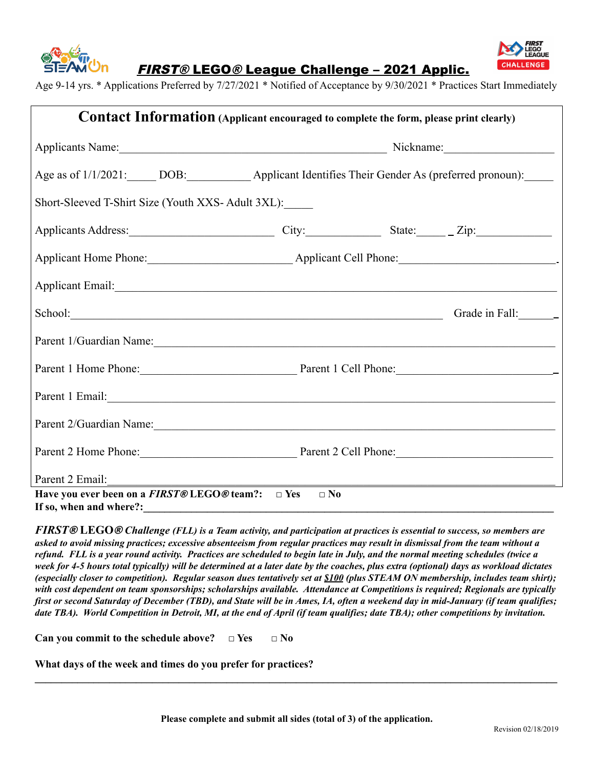# *FIRST®* LEGO® League Challenge – 2021 Applic.

Age 9-14 yrs. * Applications Preferred by 7/27/2021 * Notified of Acceptance by 9/30/2021 * Practices Start Immediately

## Contact Information (Applicant encouraged to complete the form, please print clearly)

Applicants Name:_______________________________________________ Nickname:___________________

Age as of 1/1/2021:_____ DOB:___________ Applicant Identifies Their Gender As (preferred pronoun):_____

Short-Sleeved T-Shirt Size (Youth XXS- Adult 3XL):_____

Applicants Address:_________________________ City:_____________ State:_____ Zip:_____________

Applicant Home Phone:_________________________ Applicant Cell Phone:___________________________

Applicant Email:_____________________________________________________________________________

School:_________________________________________________________________ Grade in Fall:______

Parent 1/Guardian Name:______________________________________________________________________

Parent 1 Home Phone:___________________________ Parent 1 Cell Phone:___________________________

Parent 1 Email:______________________________________________________________________________

Parent 2/Guardian Name:______________________________________________________________________

Parent 2 Home Phone:___________________________ Parent 2 Cell Phone:__________________________

Parent 2 Email:______________________________________________________________________________

**Have you ever been on a *FIRST®* LEGO® team?:** □ Yes □ No

**If so, when and where?:**_________________________________________________________________________

***FIRST® LEGO® Challenge (FLL) is a Team activity, and participation at practices is essential to success, so members are asked to avoid missing practices; excessive absenteeism from regular practices may result in dismissal from the team without a refund. FLL is a year round activity. Practices are scheduled to begin late in July, and the normal meeting schedules (twice a week for 4-5 hours total typically) will be determined at a later date by the coaches, plus extra (optional) days as workload dictates (especially closer to competition). Regular season dues tentatively set at <u>$100</u> (plus STEAM ON membership, includes team shirt); with cost dependent on team sponsorships; scholarships available. Attendance at Competitions is required; Regionals are typically first or second Saturday of December (TBD), and State will be in Ames, IA, often a weekend day in mid-January (if team qualifies; date TBA). World Competition in Detroit, MI, at the end of April (if team qualifies; date TBA); other competitions by invitation.***

**Can you commit to the schedule above?** □ Yes □ No

**What days of the week and times do you prefer for practices?**

_____________________________________________________________________________________________

**Please complete and submit all sides (total of 3) of the application.**

Revision 02/18/2019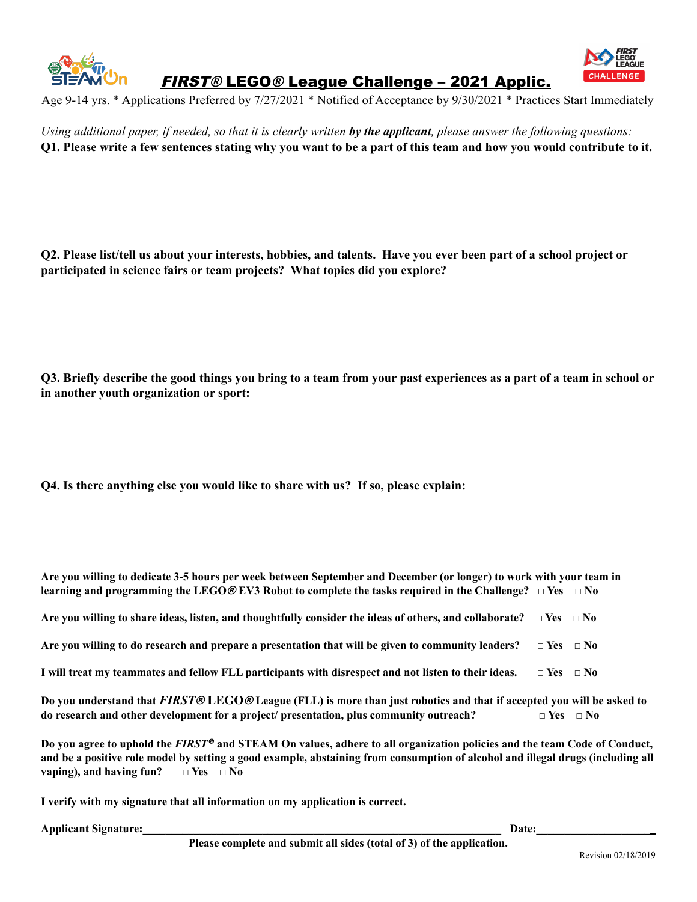## *FIRST®* LEGO® League Challenge – 2021 Applic.

Age 9-14 yrs. * Applications Preferred by 7/27/2021 * Notified of Acceptance by 9/30/2021 * Practices Start Immediately

*Using additional paper, if needed, so that it is clearly written **by the applicant**, please answer the following questions:*

**Q1. Please write a few sentences stating why you want to be a part of this team and how you would contribute to it.**

**Q2. Please list/tell us about your interests, hobbies, and talents. Have you ever been part of a school project or participated in science fairs or team projects? What topics did you explore?**

**Q3. Briefly describe the good things you bring to a team from your past experiences as a part of a team in school or in another youth organization or sport:**

**Q4. Is there anything else you would like to share with us? If so, please explain:**

**Are you willing to dedicate 3-5 hours per week between September and December (or longer) to work with your team in learning and programming the LEGO® EV3 Robot to complete the tasks required in the Challenge?** □ Yes □ No

**Are you willing to share ideas, listen, and thoughtfully consider the ideas of others, and collaborate?** □ Yes □ No

**Are you willing to do research and prepare a presentation that will be given to community leaders?** □ Yes □ No

**I will treat my teammates and fellow FLL participants with disrespect and not listen to their ideas.** □ Yes □ No

**Do you understand that *FIRST®* LEGO® League (FLL) is more than just robotics and that if accepted you will be asked to do research and other development for a project/ presentation, plus community outreach?** □ Yes □ No

**Do you agree to uphold the *FIRST®* and STEAM On values, adhere to all organization policies and the team Code of Conduct, and be a positive role model by setting a good example, abstaining from consumption of alcohol and illegal drugs (including all vaping), and having fun?** □ Yes □ No

**I verify with my signature that all information on my application is correct.**

**Applicant Signature:**\_\_\_\_\_\_\_\_\_\_\_\_\_\_\_\_\_\_\_\_\_\_\_\_\_\_\_\_\_\_\_\_\_\_\_\_\_\_\_\_\_\_\_\_\_\_\_\_ **Date:**\_\_\_\_\_\_\_\_\_\_\_\_\_\_\_\_\_\_\_\_

**Please complete and submit all sides (total of 3) of the application.**

Revision 02/18/2019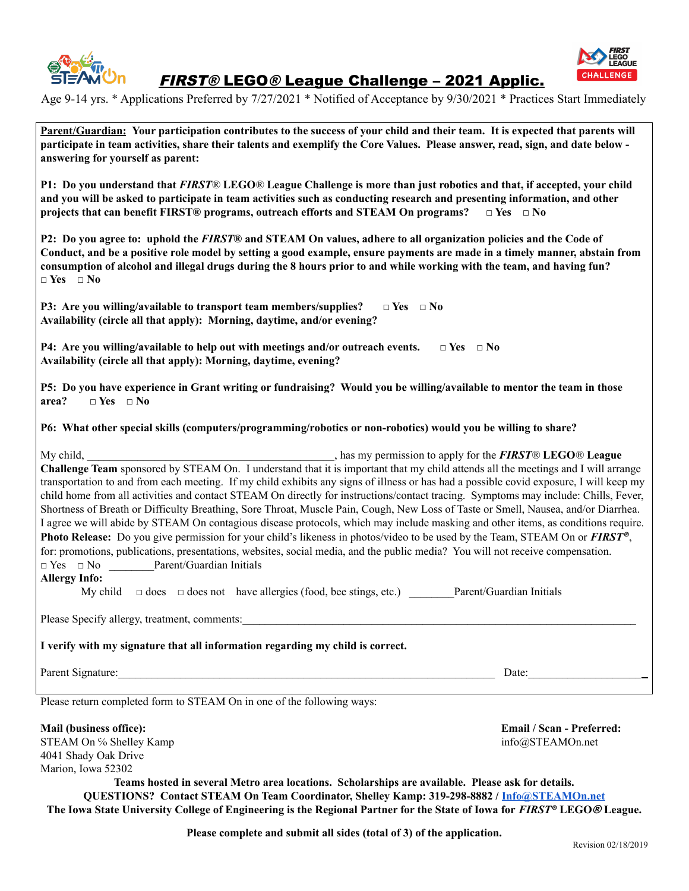# *FIRST®* LEGO® League Challenge – 2021 Applic.

Age 9-14 yrs. * Applications Preferred by 7/27/2021 * Notified of Acceptance by 9/30/2021 * Practices Start Immediately

**Parent/Guardian:** **Your participation contributes to the success of your child and their team. It is expected that parents will participate in team activities, share their talents and exemplify the Core Values. Please answer, read, sign, and date below - answering for yourself as parent:**

**P1: Do you understand that *FIRST*® LEGO® League Challenge is more than just robotics and that, if accepted, your child and you will be asked to participate in team activities such as conducting research and presenting information, and other projects that can benefit FIRST® programs, outreach efforts and STEAM On programs?** □ **Yes** □ **No**

**P2: Do you agree to: uphold the *FIRST*® and STEAM On values, adhere to all organization policies and the Code of Conduct, and be a positive role model by setting a good example, ensure payments are made in a timely manner, abstain from consumption of alcohol and illegal drugs during the 8 hours prior to and while working with the team, and having fun?**
□ **Yes** □ **No**

**P3: Are you willing/available to transport team members/supplies?** □ **Yes** □ **No**
**Availability (circle all that apply): Morning, daytime, and/or evening?**

**P4: Are you willing/available to help out with meetings and/or outreach events.** □ **Yes** □ **No**
**Availability (circle all that apply): Morning, daytime, evening?**

**P5: Do you have experience in Grant writing or fundraising? Would you be willing/available to mentor the team in those area?** □ **Yes** □ **No**

**P6: What other special skills (computers/programming/robotics or non-robotics) would you be willing to share?**

My child, ____________________________________________, has my permission to apply for the ***FIRST*® LEGO® League Challenge Team** sponsored by STEAM On. I understand that it is important that my child attends all the meetings and I will arrange transportation to and from each meeting. If my child exhibits any signs of illness or has had a possible covid exposure, I will keep my child home from all activities and contact STEAM On directly for instructions/contact tracing. Symptoms may include: Chills, Fever, Shortness of Breath or Difficulty Breathing, Sore Throat, Muscle Pain, Cough, New Loss of Taste or Smell, Nausea, and/or Diarrhea. I agree we will abide by STEAM On contagious disease protocols, which may include masking and other items, as conditions require.
**Photo Release:** Do you give permission for your child's likeness in photos/video to be used by the Team, STEAM On or ***FIRST*®**, for: promotions, publications, presentations, websites, social media, and the public media? You will not receive compensation.
□ Yes □ No ________Parent/Guardian Initials

**Allergy Info:**
My child □ does □ does not have allergies (food, bee stings, etc.) ________Parent/Guardian Initials

Please Specify allergy, treatment, comments:______________________________________________________________

**I verify with my signature that all information regarding my child is correct.**

Parent Signature:_______________________________________________________________ Date:____________________

Please return completed form to STEAM On in one of the following ways:

**Mail (business office):**
STEAM On ℅ Shelley Kamp
4041 Shady Oak Drive
Marion, Iowa 52302

**Email / Scan - Preferred:**
info@STEAMOn.net

**Teams hosted in several Metro area locations. Scholarships are available. Please ask for details.**
**QUESTIONS? Contact STEAM On Team Coordinator, Shelley Kamp: 319-298-8882 / Info@STEAMOn.net**
**The Iowa State University College of Engineering is the Regional Partner for the State of Iowa for *FIRST*® LEGO® League.**

**Please complete and submit all sides (total of 3) of the application.**

Revision 02/18/2019